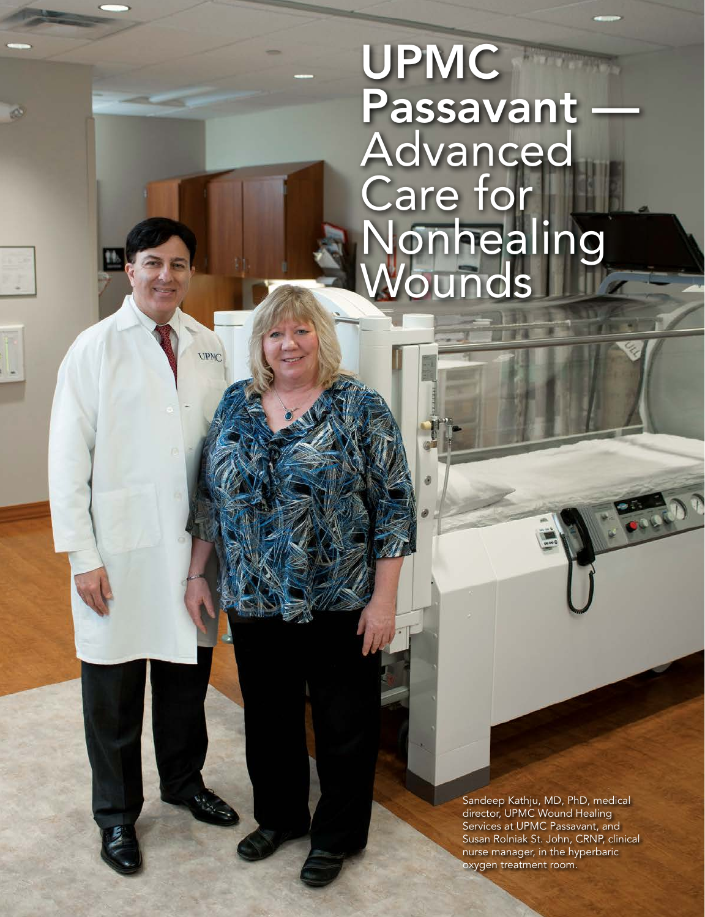# UPMC Passavant — Advanced Care for Nonhealing Wounds

Sandeep Kathju, MD, PhD, medical director, UPMC Wound Healing Services at UPMC Passavant, and Susan Rolniak St. John, CRNP, clinical nurse manager, in the hyperbaric oxygen treatment room.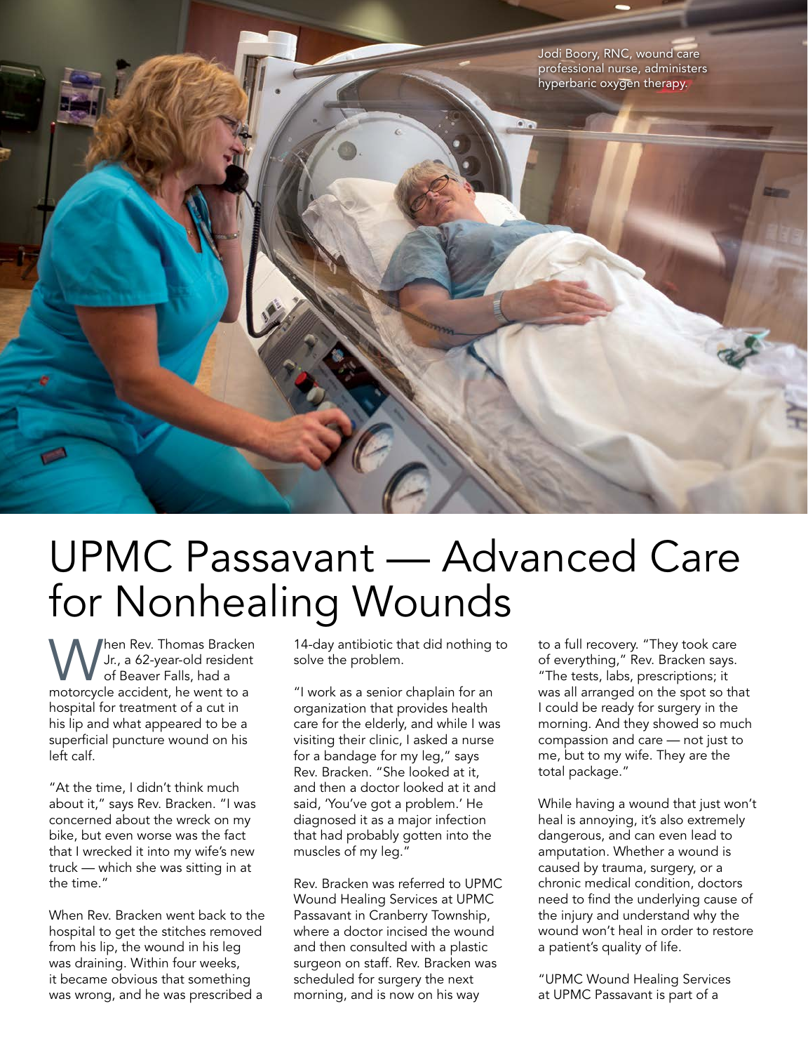Jodi Boory, RNC, wound care professional nurse, administers hyperbaric oxygen therapy.

# UPMC Passavant — Advanced Care for Nonhealing Wounds

When Rev. Thomas Bracken Jr., a 62-year-old resident of Beaver Falls, had a motorcycle accident, he went to a hospital for treatment of a cut in his lip and what appeared to be a superficial puncture wound on his left calf.

"At the time, I didn't think much about it," says Rev. Bracken. "I was concerned about the wreck on my bike, but even worse was the fact that I wrecked it into my wife's new truck — which she was sitting in at the time."

When Rev. Bracken went back to the hospital to get the stitches removed from his lip, the wound in his leg was draining. Within four weeks, it became obvious that something was wrong, and he was prescribed a 14-day antibiotic that did nothing to solve the problem.

"I work as a senior chaplain for an organization that provides health care for the elderly, and while I was visiting their clinic, I asked a nurse for a bandage for my leg," says Rev. Bracken. "She looked at it, and then a doctor looked at it and said, 'You've got a problem.' He diagnosed it as a major infection that had probably gotten into the muscles of my leg."

Rev. Bracken was referred to UPMC Wound Healing Services at UPMC Passavant in Cranberry Township, where a doctor incised the wound and then consulted with a plastic surgeon on staff. Rev. Bracken was scheduled for surgery the next morning, and is now on his way to a full recovery. "They took care of everything," Rev. Bracken says. "The tests, labs, prescriptions; it was all arranged on the spot so that I could be ready for surgery in the morning. And they showed so much compassion and care — not just to me, but to my wife. They are the total package."

While having a wound that just won't heal is annoying, it's also extremely dangerous, and can even lead to amputation. Whether a wound is caused by trauma, surgery, or a chronic medical condition, doctors need to find the underlying cause of the injury and understand why the wound won't heal in order to restore a patient's quality of life.

"UPMC Wound Healing Services at UPMC Passavant is part of a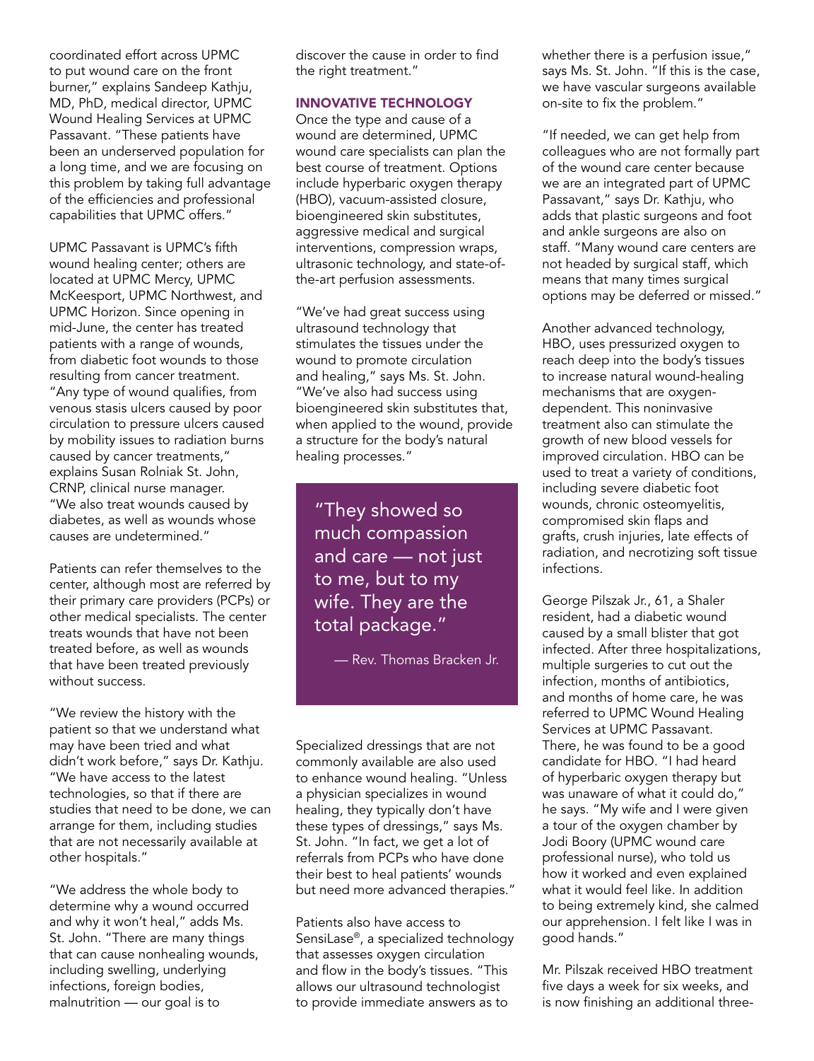coordinated effort across UPMC to put wound care on the front burner," explains Sandeep Kathju, MD, PhD, medical director, UPMC Wound Healing Services at UPMC Passavant. "These patients have been an underserved population for a long time, and we are focusing on this problem by taking full advantage of the efficiencies and professional capabilities that UPMC offers."

UPMC Passavant is UPMC's fifth wound healing center; others are located at UPMC Mercy, UPMC McKeesport, UPMC Northwest, and UPMC Horizon. Since opening in mid-June, the center has treated patients with a range of wounds, from diabetic foot wounds to those resulting from cancer treatment. "Any type of wound qualifies, from venous stasis ulcers caused by poor circulation to pressure ulcers caused by mobility issues to radiation burns caused by cancer treatments," explains Susan Rolniak St. John, CRNP, clinical nurse manager. "We also treat wounds caused by diabetes, as well as wounds whose causes are undetermined."

Patients can refer themselves to the center, although most are referred by their primary care providers (PCPs) or other medical specialists. The center treats wounds that have not been treated before, as well as wounds that have been treated previously without success.

"We review the history with the patient so that we understand what may have been tried and what didn't work before," says Dr. Kathju. "We have access to the latest technologies, so that if there are studies that need to be done, we can arrange for them, including studies that are not necessarily available at other hospitals."

"We address the whole body to determine why a wound occurred and why it won't heal," adds Ms. St. John. "There are many things that can cause nonhealing wounds, including swelling, underlying infections, foreign bodies, malnutrition — our goal is to discover the cause in order to find the right treatment."

## INNOVATIVE TECHNOLOGY

Once the type and cause of a wound are determined, UPMC wound care specialists can plan the best course of treatment. Options include hyperbaric oxygen therapy (HBO), vacuum-assisted closure, bioengineered skin substitutes, aggressive medical and surgical interventions, compression wraps, ultrasonic technology, and state-of-the-art perfusion assessments.

"We've had great success using ultrasound technology that stimulates the tissues under the wound to promote circulation and healing," says Ms. St. John. "We've also had success using bioengineered skin substitutes that, when applied to the wound, provide a structure for the body's natural healing processes."

> "They showed so much compassion and care — not just to me, but to my wife. They are the total package."
>
> — Rev. Thomas Bracken Jr.

Specialized dressings that are not commonly available are also used to enhance wound healing. "Unless a physician specializes in wound healing, they typically don't have these types of dressings," says Ms. St. John. "In fact, we get a lot of referrals from PCPs who have done their best to heal patients' wounds but need more advanced therapies."

Patients also have access to SensiLase®, a specialized technology that assesses oxygen circulation and flow in the body's tissues. "This allows our ultrasound technologist to provide immediate answers as to whether there is a perfusion issue," says Ms. St. John. "If this is the case, we have vascular surgeons available on-site to fix the problem."

"If needed, we can get help from colleagues who are not formally part of the wound care center because we are an integrated part of UPMC Passavant," says Dr. Kathju, who adds that plastic surgeons and foot and ankle surgeons are also on staff. "Many wound care centers are not headed by surgical staff, which means that many times surgical options may be deferred or missed."

Another advanced technology, HBO, uses pressurized oxygen to reach deep into the body's tissues to increase natural wound-healing mechanisms that are oxygen-dependent. This noninvasive treatment also can stimulate the growth of new blood vessels for improved circulation. HBO can be used to treat a variety of conditions, including severe diabetic foot wounds, chronic osteomyelitis, compromised skin flaps and grafts, crush injuries, late effects of radiation, and necrotizing soft tissue infections.

George Pilszak Jr., 61, a Shaler resident, had a diabetic wound caused by a small blister that got infected. After three hospitalizations, multiple surgeries to cut out the infection, months of antibiotics, and months of home care, he was referred to UPMC Wound Healing Services at UPMC Passavant. There, he was found to be a good candidate for HBO. "I had heard of hyperbaric oxygen therapy but was unaware of what it could do," he says. "My wife and I were given a tour of the oxygen chamber by Jodi Boory (UPMC wound care professional nurse), who told us how it worked and even explained what it would feel like. In addition to being extremely kind, she calmed our apprehension. I felt like I was in good hands."

Mr. Pilszak received HBO treatment five days a week for six weeks, and is now finishing an additional three-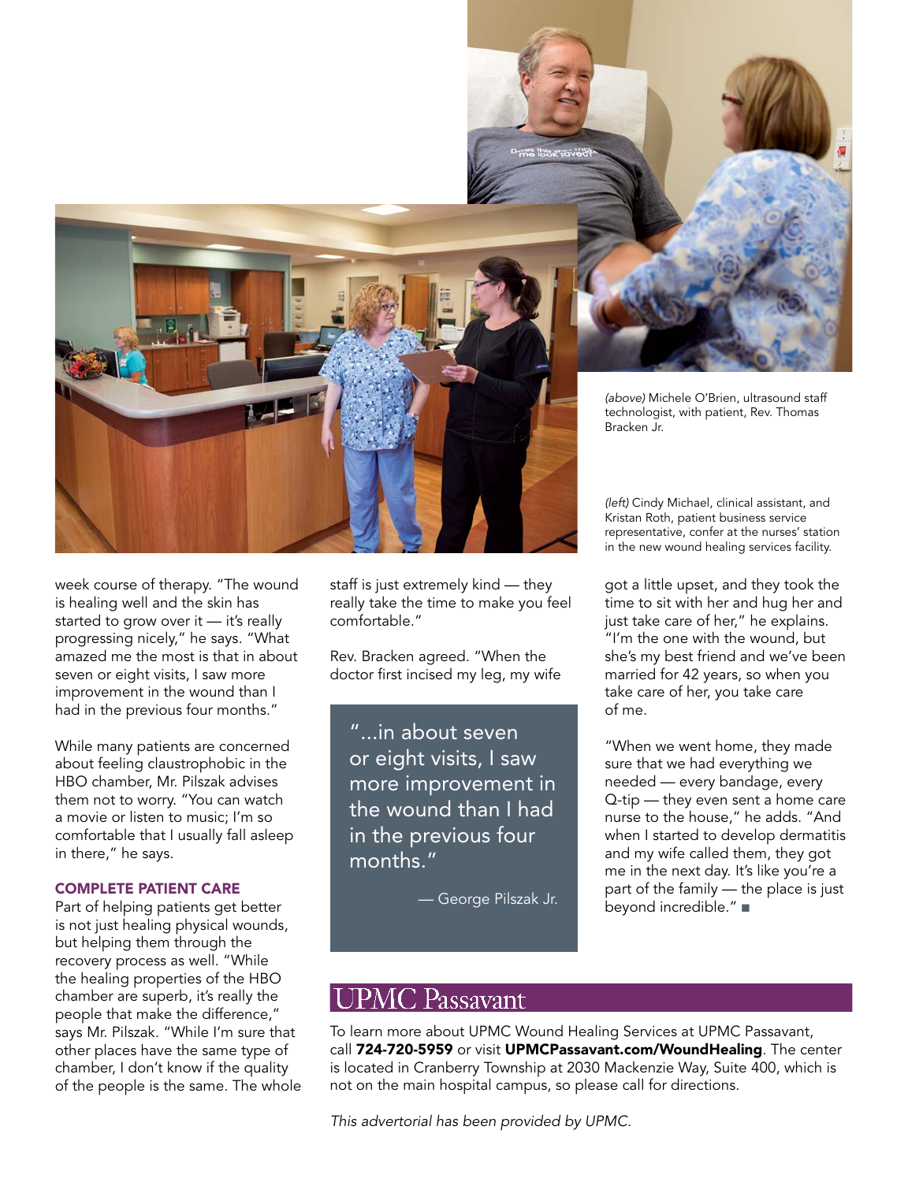(above) Michele O'Brien, ultrasound staff technologist, with patient, Rev. Thomas Bracken Jr.

(left) Cindy Michael, clinical assistant, and Kristan Roth, patient business service representative, confer at the nurses' station in the new wound healing services facility.

week course of therapy. "The wound is healing well and the skin has started to grow over it — it's really progressing nicely," he says. "What amazed me the most is that in about seven or eight visits, I saw more improvement in the wound than I had in the previous four months."

While many patients are concerned about feeling claustrophobic in the HBO chamber, Mr. Pilszak advises them not to worry. "You can watch a movie or listen to music; I'm so comfortable that I usually fall asleep in there," he says.

### COMPLETE PATIENT CARE

Part of helping patients get better is not just healing physical wounds, but helping them through the recovery process as well. "While the healing properties of the HBO chamber are superb, it's really the people that make the difference," says Mr. Pilszak. "While I'm sure that other places have the same type of chamber, I don't know if the quality of the people is the same. The whole staff is just extremely kind — they really take the time to make you feel comfortable."

Rev. Bracken agreed. "When the doctor first incised my leg, my wife got a little upset, and they took the time to sit with her and hug her and just take care of her," he explains. "I'm the one with the wound, but she's my best friend and we've been married for 42 years, so when you take care of her, you take care of me.

"When we went home, they made sure that we had everything we needed — every bandage, every Q-tip — they even sent a home care nurse to the house," he adds. "And when I started to develop dermatitis and my wife called them, they got me in the next day. It's like you're a part of the family — the place is just beyond incredible." ■

> "...in about seven or eight visits, I saw more improvement in the wound than I had in the previous four months."
>
> — George Pilszak Jr.

## UPMC Passavant

To learn more about UPMC Wound Healing Services at UPMC Passavant, call **724-720-5959** or visit **UPMCPassavant.com/WoundHealing**. The center is located in Cranberry Township at 2030 Mackenzie Way, Suite 400, which is not on the main hospital campus, so please call for directions.

*This advertorial has been provided by UPMC.*